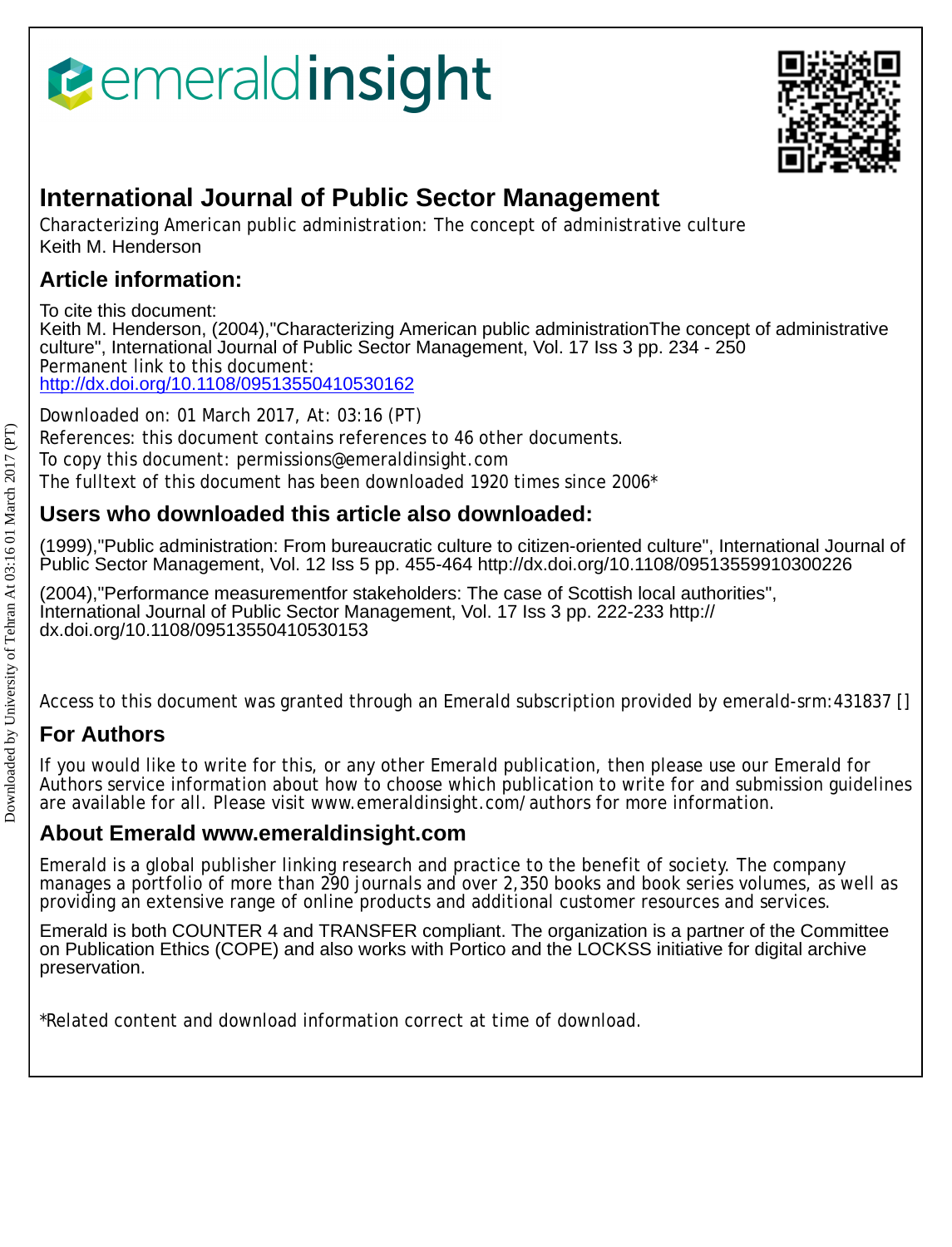emeraldinsight

# International Journal of Public Sector Management

Characterizing American public administration: The concept of administrative culture
Keith M. Henderson

## Article information:

To cite this document:
Keith M. Henderson, (2004),"Characterizing American public administrationThe concept of administrative culture", International Journal of Public Sector Management, Vol. 17 Iss 3 pp. 234 - 250
Permanent link to this document:
http://dx.doi.org/10.1108/09513550410530162

Downloaded on: 01 March 2017, At: 03:16 (PT)
References: this document contains references to 46 other documents.
To copy this document: permissions@emeraldinsight.com
The fulltext of this document has been downloaded 1920 times since 2006*

## Users who downloaded this article also downloaded:

(1999),"Public administration: From bureaucratic culture to citizen-oriented culture", International Journal of Public Sector Management, Vol. 12 Iss 5 pp. 455-464 http://dx.doi.org/10.1108/09513559910300226

(2004),"Performance measurementfor stakeholders: The case of Scottish local authorities", International Journal of Public Sector Management, Vol. 17 Iss 3 pp. 222-233 http://dx.doi.org/10.1108/09513550410530153

Access to this document was granted through an Emerald subscription provided by emerald-srm:431837 []

## For Authors

If you would like to write for this, or any other Emerald publication, then please use our Emerald for Authors service information about how to choose which publication to write for and submission guidelines are available for all. Please visit www.emeraldinsight.com/authors for more information.

## About Emerald www.emeraldinsight.com

Emerald is a global publisher linking research and practice to the benefit of society. The company manages a portfolio of more than 290 journals and over 2,350 books and book series volumes, as well as providing an extensive range of online products and additional customer resources and services.

Emerald is both COUNTER 4 and TRANSFER compliant. The organization is a partner of the Committee on Publication Ethics (COPE) and also works with Portico and the LOCKSS initiative for digital archive preservation.

*Related content and download information correct at time of download.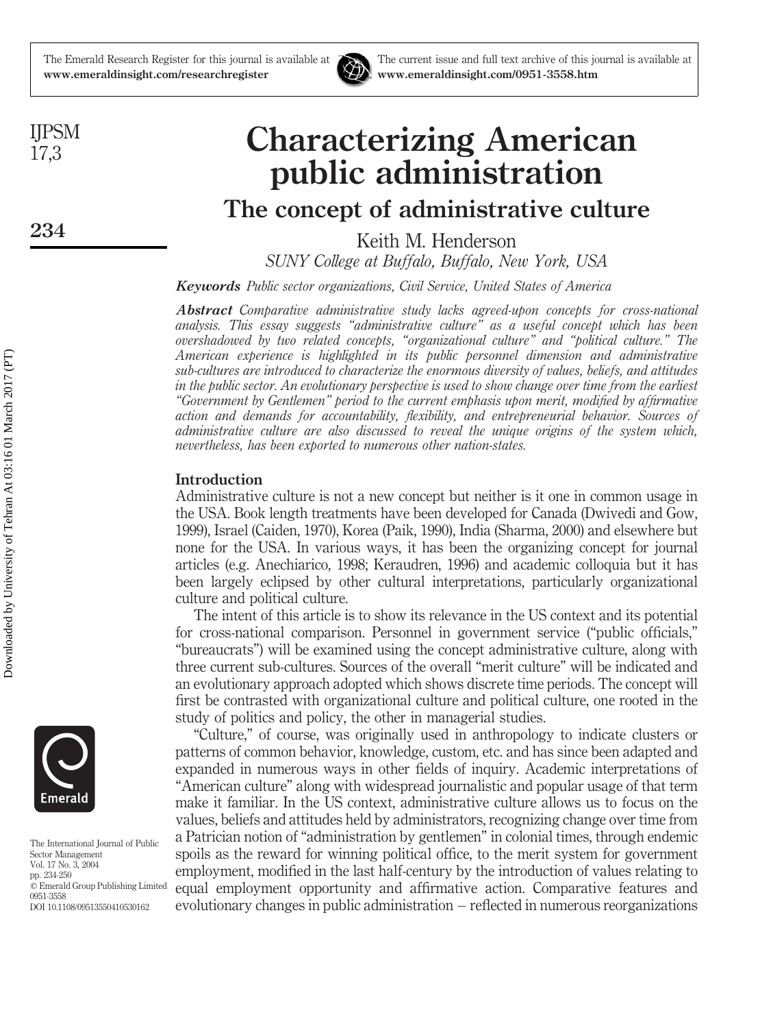# Characterizing American public administration

## The concept of administrative culture

Keith M. Henderson

*SUNY College at Buffalo, Buffalo, New York, USA*

***Keywords*** *Public sector organizations, Civil Service, United States of America*

***Abstract*** *Comparative administrative study lacks agreed-upon concepts for cross-national analysis. This essay suggests "administrative culture" as a useful concept which has been overshadowed by two related concepts, "organizational culture" and "political culture." The American experience is highlighted in its public personnel dimension and administrative sub-cultures are introduced to characterize the enormous diversity of values, beliefs, and attitudes in the public sector. An evolutionary perspective is used to show change over time from the earliest "Government by Gentlemen" period to the current emphasis upon merit, modified by affirmative action and demands for accountability, flexibility, and entrepreneurial behavior. Sources of administrative culture are also discussed to reveal the unique origins of the system which, nevertheless, has been exported to numerous other nation-states.*

### Introduction

Administrative culture is not a new concept but neither is it one in common usage in the USA. Book length treatments have been developed for Canada (Dwivedi and Gow, 1999), Israel (Caiden, 1970), Korea (Paik, 1990), India (Sharma, 2000) and elsewhere but none for the USA. In various ways, it has been the organizing concept for journal articles (e.g. Anechiarico, 1998; Keraudren, 1996) and academic colloquia but it has been largely eclipsed by other cultural interpretations, particularly organizational culture and political culture.

The intent of this article is to show its relevance in the US context and its potential for cross-national comparison. Personnel in government service ("public officials," "bureaucrats") will be examined using the concept administrative culture, along with three current sub-cultures. Sources of the overall "merit culture" will be indicated and an evolutionary approach adopted which shows discrete time periods. The concept will first be contrasted with organizational culture and political culture, one rooted in the study of politics and policy, the other in managerial studies.

"Culture," of course, was originally used in anthropology to indicate clusters or patterns of common behavior, knowledge, custom, etc. and has since been adapted and expanded in numerous ways in other fields of inquiry. Academic interpretations of "American culture" along with widespread journalistic and popular usage of that term make it familiar. In the US context, administrative culture allows us to focus on the values, beliefs and attitudes held by administrators, recognizing change over time from a Patrician notion of "administration by gentlemen" in colonial times, through endemic spoils as the reward for winning political office, to the merit system for government employment, modified in the last half-century by the introduction of values relating to equal employment opportunity and affirmative action. Comparative features and evolutionary changes in public administration – reflected in numerous reorganizations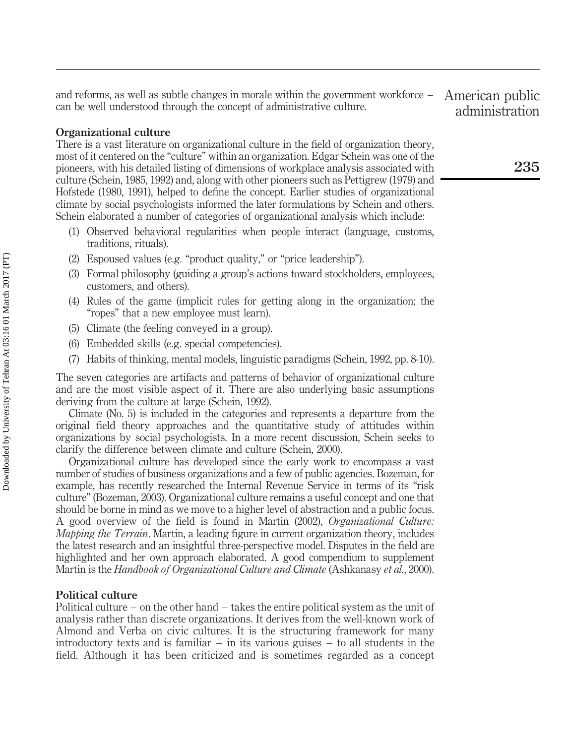and reforms, as well as subtle changes in morale within the government workforce – can be well understood through the concept of administrative culture.

## Organizational culture

There is a vast literature on organizational culture in the field of organization theory, most of it centered on the "culture" within an organization. Edgar Schein was one of the pioneers, with his detailed listing of dimensions of workplace analysis associated with culture (Schein, 1985, 1992) and, along with other pioneers such as Pettigrew (1979) and Hofstede (1980, 1991), helped to define the concept. Earlier studies of organizational climate by social psychologists informed the later formulations by Schein and others. Schein elaborated a number of categories of organizational analysis which include:

1. Observed behavioral regularities when people interact (language, customs, traditions, rituals).
2. Espoused values (e.g. "product quality," or "price leadership").
3. Formal philosophy (guiding a group's actions toward stockholders, employees, customers, and others).
4. Rules of the game (implicit rules for getting along in the organization; the "ropes" that a new employee must learn).
5. Climate (the feeling conveyed in a group).
6. Embedded skills (e.g. special competencies).
7. Habits of thinking, mental models, linguistic paradigms (Schein, 1992, pp. 8-10).

The seven categories are artifacts and patterns of behavior of organizational culture and are the most visible aspect of it. There are also underlying basic assumptions deriving from the culture at large (Schein, 1992).

Climate (No. 5) is included in the categories and represents a departure from the original field theory approaches and the quantitative study of attitudes within organizations by social psychologists. In a more recent discussion, Schein seeks to clarify the difference between climate and culture (Schein, 2000).

Organizational culture has developed since the early work to encompass a vast number of studies of business organizations and a few of public agencies. Bozeman, for example, has recently researched the Internal Revenue Service in terms of its "risk culture" (Bozeman, 2003). Organizational culture remains a useful concept and one that should be borne in mind as we move to a higher level of abstraction and a public focus. A good overview of the field is found in Martin (2002), *Organizational Culture: Mapping the Terrain*. Martin, a leading figure in current organization theory, includes the latest research and an insightful three-perspective model. Disputes in the field are highlighted and her own approach elaborated. A good compendium to supplement Martin is the *Handbook of Organizational Culture and Climate* (Ashkanasy *et al.*, 2000).

## Political culture

Political culture – on the other hand – takes the entire political system as the unit of analysis rather than discrete organizations. It derives from the well-known work of Almond and Verba on civic cultures. It is the structuring framework for many introductory texts and is familiar – in its various guises – to all students in the field. Although it has been criticized and is sometimes regarded as a concept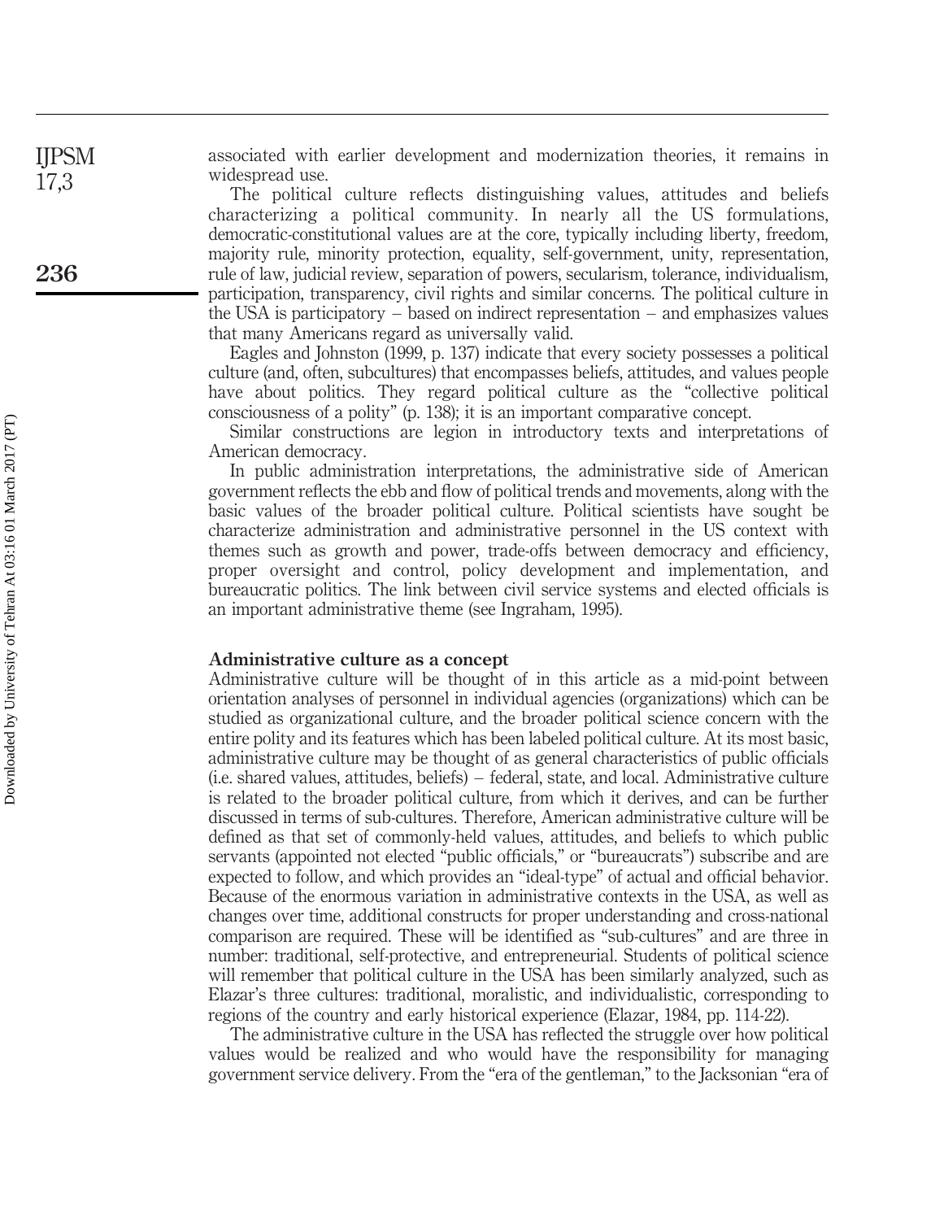associated with earlier development and modernization theories, it remains in widespread use.

The political culture reflects distinguishing values, attitudes and beliefs characterizing a political community. In nearly all the US formulations, democratic-constitutional values are at the core, typically including liberty, freedom, majority rule, minority protection, equality, self-government, unity, representation, rule of law, judicial review, separation of powers, secularism, tolerance, individualism, participation, transparency, civil rights and similar concerns. The political culture in the USA is participatory – based on indirect representation – and emphasizes values that many Americans regard as universally valid.

Eagles and Johnston (1999, p. 137) indicate that every society possesses a political culture (and, often, subcultures) that encompasses beliefs, attitudes, and values people have about politics. They regard political culture as the "collective political consciousness of a polity" (p. 138); it is an important comparative concept.

Similar constructions are legion in introductory texts and interpretations of American democracy.

In public administration interpretations, the administrative side of American government reflects the ebb and flow of political trends and movements, along with the basic values of the broader political culture. Political scientists have sought be characterize administration and administrative personnel in the US context with themes such as growth and power, trade-offs between democracy and efficiency, proper oversight and control, policy development and implementation, and bureaucratic politics. The link between civil service systems and elected officials is an important administrative theme (see Ingraham, 1995).

## Administrative culture as a concept

Administrative culture will be thought of in this article as a mid-point between orientation analyses of personnel in individual agencies (organizations) which can be studied as organizational culture, and the broader political science concern with the entire polity and its features which has been labeled political culture. At its most basic, administrative culture may be thought of as general characteristics of public officials (i.e. shared values, attitudes, beliefs) – federal, state, and local. Administrative culture is related to the broader political culture, from which it derives, and can be further discussed in terms of sub-cultures. Therefore, American administrative culture will be defined as that set of commonly-held values, attitudes, and beliefs to which public servants (appointed not elected "public officials," or "bureaucrats") subscribe and are expected to follow, and which provides an "ideal-type" of actual and official behavior. Because of the enormous variation in administrative contexts in the USA, as well as changes over time, additional constructs for proper understanding and cross-national comparison are required. These will be identified as "sub-cultures" and are three in number: traditional, self-protective, and entrepreneurial. Students of political science will remember that political culture in the USA has been similarly analyzed, such as Elazar's three cultures: traditional, moralistic, and individualistic, corresponding to regions of the country and early historical experience (Elazar, 1984, pp. 114-22).

The administrative culture in the USA has reflected the struggle over how political values would be realized and who would have the responsibility for managing government service delivery. From the "era of the gentleman," to the Jacksonian "era of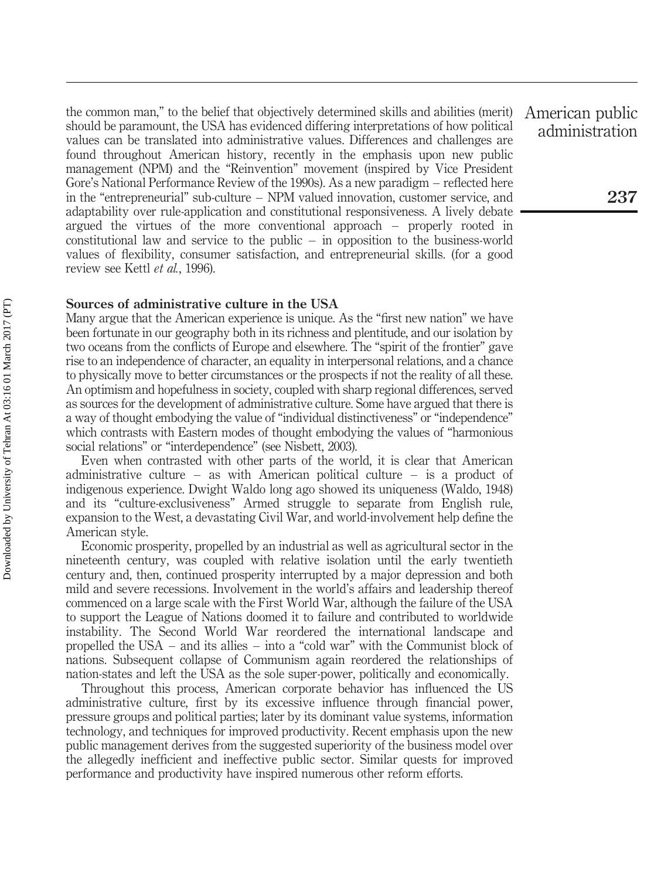the common man," to the belief that objectively determined skills and abilities (merit) should be paramount, the USA has evidenced differing interpretations of how political values can be translated into administrative values. Differences and challenges are found throughout American history, recently in the emphasis upon new public management (NPM) and the "Reinvention" movement (inspired by Vice President Gore's National Performance Review of the 1990s). As a new paradigm – reflected here in the "entrepreneurial" sub-culture – NPM valued innovation, customer service, and adaptability over rule-application and constitutional responsiveness. A lively debate argued the virtues of the more conventional approach – properly rooted in constitutional law and service to the public – in opposition to the business-world values of flexibility, consumer satisfaction, and entrepreneurial skills. (for a good review see Kettl *et al.*, 1996).

## Sources of administrative culture in the USA

Many argue that the American experience is unique. As the "first new nation" we have been fortunate in our geography both in its richness and plentitude, and our isolation by two oceans from the conflicts of Europe and elsewhere. The "spirit of the frontier" gave rise to an independence of character, an equality in interpersonal relations, and a chance to physically move to better circumstances or the prospects if not the reality of all these. An optimism and hopefulness in society, coupled with sharp regional differences, served as sources for the development of administrative culture. Some have argued that there is a way of thought embodying the value of "individual distinctiveness" or "independence" which contrasts with Eastern modes of thought embodying the values of "harmonious social relations" or "interdependence" (see Nisbett, 2003).

Even when contrasted with other parts of the world, it is clear that American administrative culture – as with American political culture – is a product of indigenous experience. Dwight Waldo long ago showed its uniqueness (Waldo, 1948) and its "culture-exclusiveness" Armed struggle to separate from English rule, expansion to the West, a devastating Civil War, and world-involvement help define the American style.

Economic prosperity, propelled by an industrial as well as agricultural sector in the nineteenth century, was coupled with relative isolation until the early twentieth century and, then, continued prosperity interrupted by a major depression and both mild and severe recessions. Involvement in the world's affairs and leadership thereof commenced on a large scale with the First World War, although the failure of the USA to support the League of Nations doomed it to failure and contributed to worldwide instability. The Second World War reordered the international landscape and propelled the USA – and its allies – into a "cold war" with the Communist block of nations. Subsequent collapse of Communism again reordered the relationships of nation-states and left the USA as the sole super-power, politically and economically.

Throughout this process, American corporate behavior has influenced the US administrative culture, first by its excessive influence through financial power, pressure groups and political parties; later by its dominant value systems, information technology, and techniques for improved productivity. Recent emphasis upon the new public management derives from the suggested superiority of the business model over the allegedly inefficient and ineffective public sector. Similar quests for improved performance and productivity have inspired numerous other reform efforts.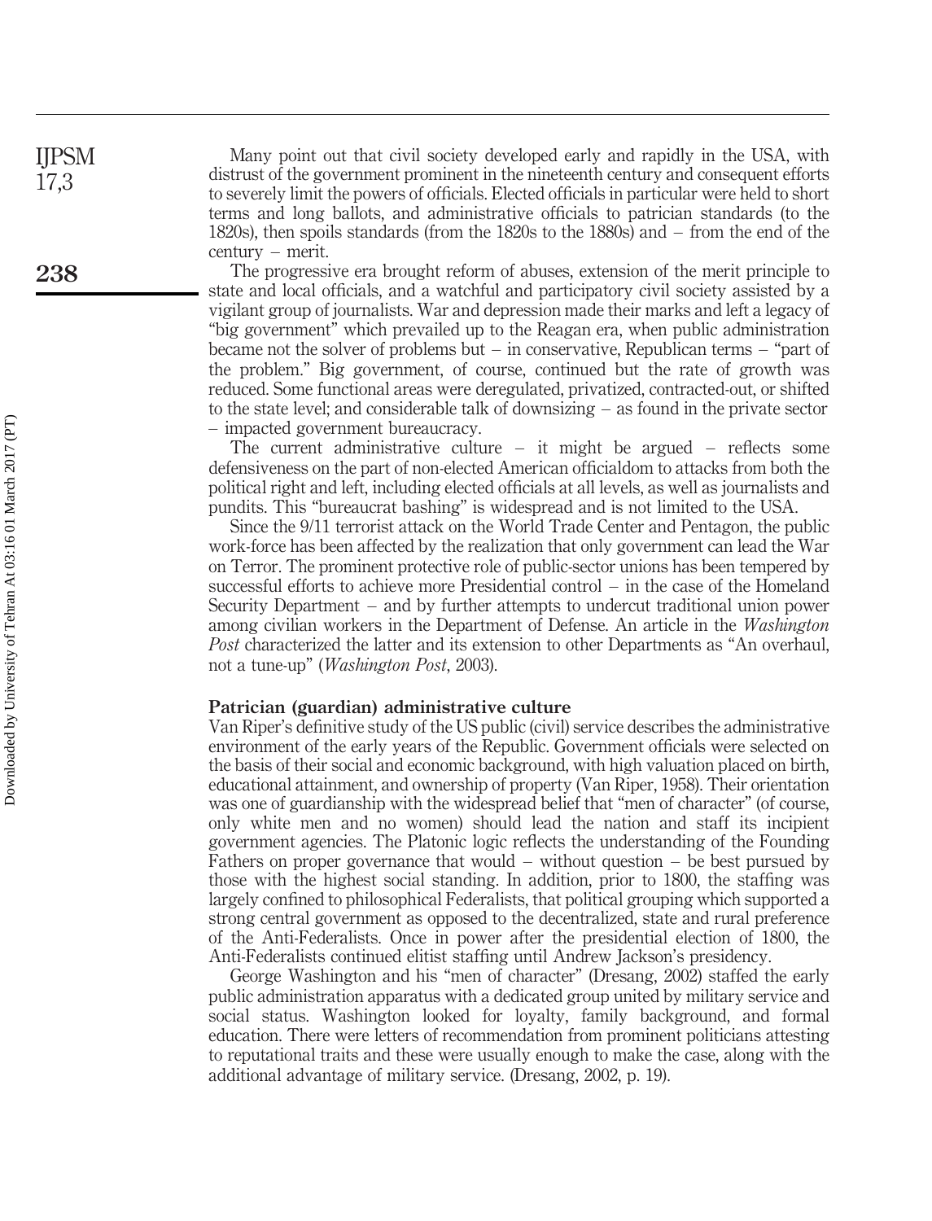Many point out that civil society developed early and rapidly in the USA, with distrust of the government prominent in the nineteenth century and consequent efforts to severely limit the powers of officials. Elected officials in particular were held to short terms and long ballots, and administrative officials to patrician standards (to the 1820s), then spoils standards (from the 1820s to the 1880s) and – from the end of the century – merit.

The progressive era brought reform of abuses, extension of the merit principle to state and local officials, and a watchful and participatory civil society assisted by a vigilant group of journalists. War and depression made their marks and left a legacy of "big government" which prevailed up to the Reagan era, when public administration became not the solver of problems but – in conservative, Republican terms – "part of the problem." Big government, of course, continued but the rate of growth was reduced. Some functional areas were deregulated, privatized, contracted-out, or shifted to the state level; and considerable talk of downsizing – as found in the private sector – impacted government bureaucracy.

The current administrative culture – it might be argued – reflects some defensiveness on the part of non-elected American officialdom to attacks from both the political right and left, including elected officials at all levels, as well as journalists and pundits. This "bureaucrat bashing" is widespread and is not limited to the USA.

Since the 9/11 terrorist attack on the World Trade Center and Pentagon, the public work-force has been affected by the realization that only government can lead the War on Terror. The prominent protective role of public-sector unions has been tempered by successful efforts to achieve more Presidential control – in the case of the Homeland Security Department – and by further attempts to undercut traditional union power among civilian workers in the Department of Defense. An article in the *Washington Post* characterized the latter and its extension to other Departments as "An overhaul, not a tune-up" (*Washington Post*, 2003).

### Patrician (guardian) administrative culture

Van Riper's definitive study of the US public (civil) service describes the administrative environment of the early years of the Republic. Government officials were selected on the basis of their social and economic background, with high valuation placed on birth, educational attainment, and ownership of property (Van Riper, 1958). Their orientation was one of guardianship with the widespread belief that "men of character" (of course, only white men and no women) should lead the nation and staff its incipient government agencies. The Platonic logic reflects the understanding of the Founding Fathers on proper governance that would – without question – be best pursued by those with the highest social standing. In addition, prior to 1800, the staffing was largely confined to philosophical Federalists, that political grouping which supported a strong central government as opposed to the decentralized, state and rural preference of the Anti-Federalists. Once in power after the presidential election of 1800, the Anti-Federalists continued elitist staffing until Andrew Jackson's presidency.

George Washington and his "men of character" (Dresang, 2002) staffed the early public administration apparatus with a dedicated group united by military service and social status. Washington looked for loyalty, family background, and formal education. There were letters of recommendation from prominent politicians attesting to reputational traits and these were usually enough to make the case, along with the additional advantage of military service. (Dresang, 2002, p. 19).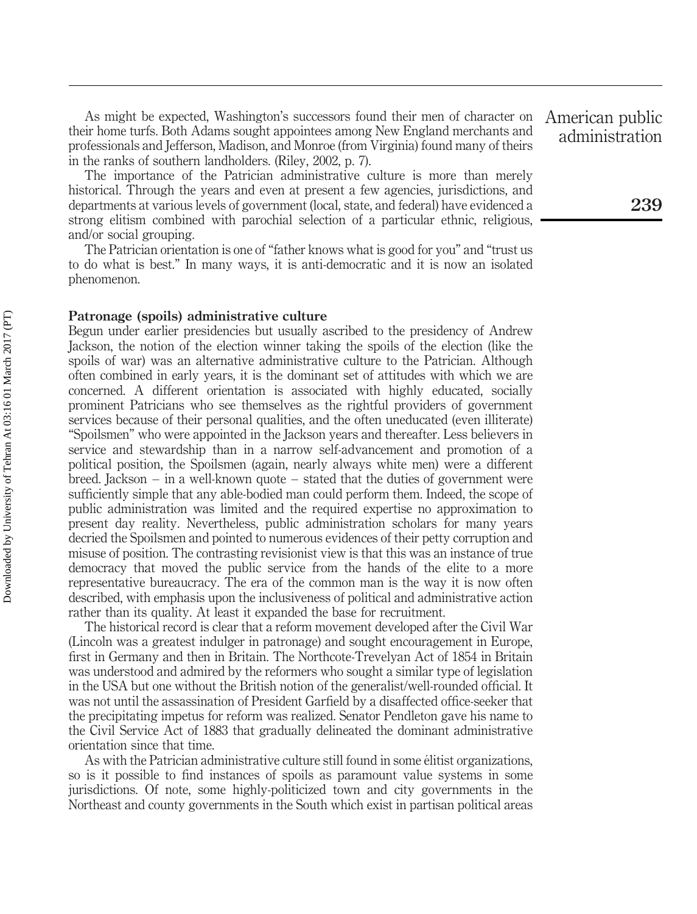As might be expected, Washington's successors found their men of character on their home turfs. Both Adams sought appointees among New England merchants and professionals and Jefferson, Madison, and Monroe (from Virginia) found many of theirs in the ranks of southern landholders. (Riley, 2002, p. 7).

The importance of the Patrician administrative culture is more than merely historical. Through the years and even at present a few agencies, jurisdictions, and departments at various levels of government (local, state, and federal) have evidenced a strong elitism combined with parochial selection of a particular ethnic, religious, and/or social grouping.

The Patrician orientation is one of "father knows what is good for you" and "trust us to do what is best." In many ways, it is anti-democratic and it is now an isolated phenomenon.

### Patronage (spoils) administrative culture

Begun under earlier presidencies but usually ascribed to the presidency of Andrew Jackson, the notion of the election winner taking the spoils of the election (like the spoils of war) was an alternative administrative culture to the Patrician. Although often combined in early years, it is the dominant set of attitudes with which we are concerned. A different orientation is associated with highly educated, socially prominent Patricians who see themselves as the rightful providers of government services because of their personal qualities, and the often uneducated (even illiterate) "Spoilsmen" who were appointed in the Jackson years and thereafter. Less believers in service and stewardship than in a narrow self-advancement and promotion of a political position, the Spoilsmen (again, nearly always white men) were a different breed. Jackson – in a well-known quote – stated that the duties of government were sufficiently simple that any able-bodied man could perform them. Indeed, the scope of public administration was limited and the required expertise no approximation to present day reality. Nevertheless, public administration scholars for many years decried the Spoilsmen and pointed to numerous evidences of their petty corruption and misuse of position. The contrasting revisionist view is that this was an instance of true democracy that moved the public service from the hands of the elite to a more representative bureaucracy. The era of the common man is the way it is now often described, with emphasis upon the inclusiveness of political and administrative action rather than its quality. At least it expanded the base for recruitment.

The historical record is clear that a reform movement developed after the Civil War (Lincoln was a greatest indulger in patronage) and sought encouragement in Europe, first in Germany and then in Britain. The Northcote-Trevelyan Act of 1854 in Britain was understood and admired by the reformers who sought a similar type of legislation in the USA but one without the British notion of the generalist/well-rounded official. It was not until the assassination of President Garfield by a disaffected office-seeker that the precipitating impetus for reform was realized. Senator Pendleton gave his name to the Civil Service Act of 1883 that gradually delineated the dominant administrative orientation since that time.

As with the Patrician administrative culture still found in some élitist organizations, so is it possible to find instances of spoils as paramount value systems in some jurisdictions. Of note, some highly-politicized town and city governments in the Northeast and county governments in the South which exist in partisan political areas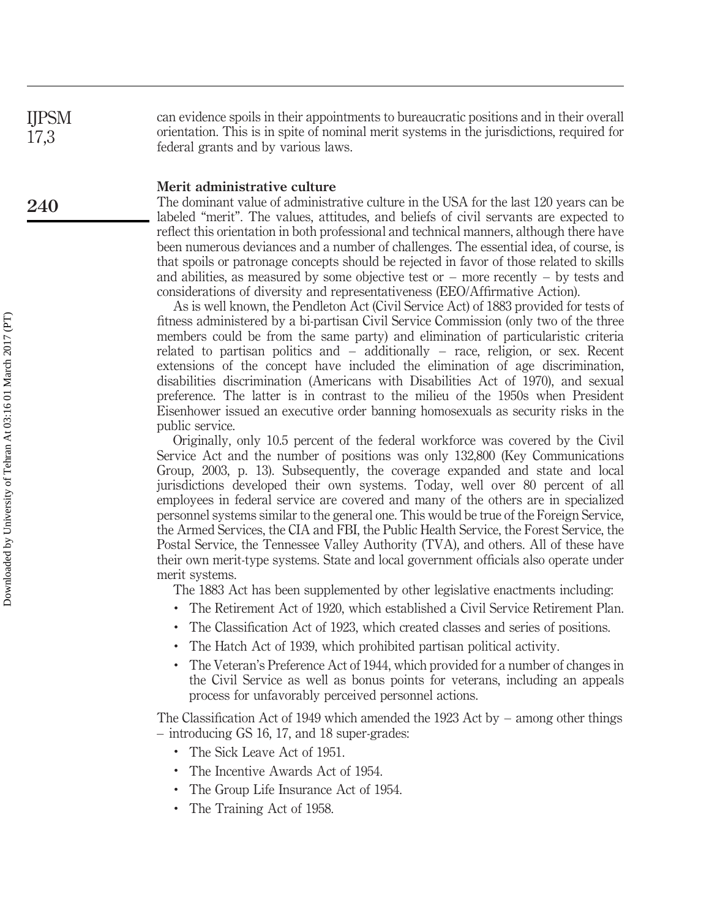can evidence spoils in their appointments to bureaucratic positions and in their overall orientation. This is in spite of nominal merit systems in the jurisdictions, required for federal grants and by various laws.

## Merit administrative culture

The dominant value of administrative culture in the USA for the last 120 years can be labeled "merit". The values, attitudes, and beliefs of civil servants are expected to reflect this orientation in both professional and technical manners, although there have been numerous deviances and a number of challenges. The essential idea, of course, is that spoils or patronage concepts should be rejected in favor of those related to skills and abilities, as measured by some objective test or – more recently – by tests and considerations of diversity and representativeness (EEO/Affirmative Action).

As is well known, the Pendleton Act (Civil Service Act) of 1883 provided for tests of fitness administered by a bi-partisan Civil Service Commission (only two of the three members could be from the same party) and elimination of particularistic criteria related to partisan politics and – additionally – race, religion, or sex. Recent extensions of the concept have included the elimination of age discrimination, disabilities discrimination (Americans with Disabilities Act of 1970), and sexual preference. The latter is in contrast to the milieu of the 1950s when President Eisenhower issued an executive order banning homosexuals as security risks in the public service.

Originally, only 10.5 percent of the federal workforce was covered by the Civil Service Act and the number of positions was only 132,800 (Key Communications Group, 2003, p. 13). Subsequently, the coverage expanded and state and local jurisdictions developed their own systems. Today, well over 80 percent of all employees in federal service are covered and many of the others are in specialized personnel systems similar to the general one. This would be true of the Foreign Service, the Armed Services, the CIA and FBI, the Public Health Service, the Forest Service, the Postal Service, the Tennessee Valley Authority (TVA), and others. All of these have their own merit-type systems. State and local government officials also operate under merit systems.

The 1883 Act has been supplemented by other legislative enactments including:

- The Retirement Act of 1920, which established a Civil Service Retirement Plan.
- The Classification Act of 1923, which created classes and series of positions.
- The Hatch Act of 1939, which prohibited partisan political activity.
- The Veteran's Preference Act of 1944, which provided for a number of changes in the Civil Service as well as bonus points for veterans, including an appeals process for unfavorably perceived personnel actions.

The Classification Act of 1949 which amended the 1923 Act by – among other things – introducing GS 16, 17, and 18 super-grades:

- The Sick Leave Act of 1951.
- The Incentive Awards Act of 1954.
- The Group Life Insurance Act of 1954.
- The Training Act of 1958.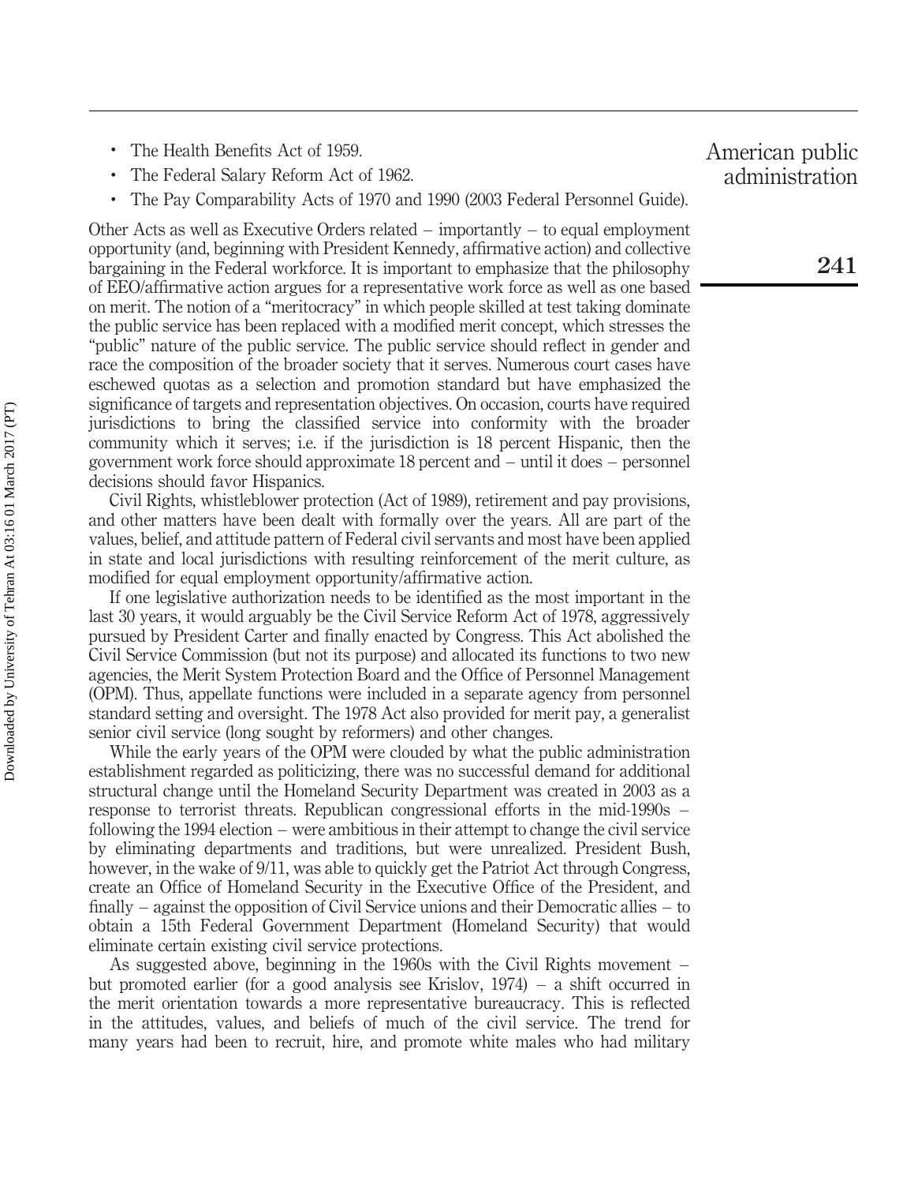- The Health Benefits Act of 1959.
- The Federal Salary Reform Act of 1962.
- The Pay Comparability Acts of 1970 and 1990 (2003 Federal Personnel Guide).

Other Acts as well as Executive Orders related – importantly – to equal employment opportunity (and, beginning with President Kennedy, affirmative action) and collective bargaining in the Federal workforce. It is important to emphasize that the philosophy of EEO/affirmative action argues for a representative work force as well as one based on merit. The notion of a "meritocracy" in which people skilled at test taking dominate the public service has been replaced with a modified merit concept, which stresses the "public" nature of the public service. The public service should reflect in gender and race the composition of the broader society that it serves. Numerous court cases have eschewed quotas as a selection and promotion standard but have emphasized the significance of targets and representation objectives. On occasion, courts have required jurisdictions to bring the classified service into conformity with the broader community which it serves; i.e. if the jurisdiction is 18 percent Hispanic, then the government work force should approximate 18 percent and – until it does – personnel decisions should favor Hispanics.

Civil Rights, whistleblower protection (Act of 1989), retirement and pay provisions, and other matters have been dealt with formally over the years. All are part of the values, belief, and attitude pattern of Federal civil servants and most have been applied in state and local jurisdictions with resulting reinforcement of the merit culture, as modified for equal employment opportunity/affirmative action.

If one legislative authorization needs to be identified as the most important in the last 30 years, it would arguably be the Civil Service Reform Act of 1978, aggressively pursued by President Carter and finally enacted by Congress. This Act abolished the Civil Service Commission (but not its purpose) and allocated its functions to two new agencies, the Merit System Protection Board and the Office of Personnel Management (OPM). Thus, appellate functions were included in a separate agency from personnel standard setting and oversight. The 1978 Act also provided for merit pay, a generalist senior civil service (long sought by reformers) and other changes.

While the early years of the OPM were clouded by what the public administration establishment regarded as politicizing, there was no successful demand for additional structural change until the Homeland Security Department was created in 2003 as a response to terrorist threats. Republican congressional efforts in the mid-1990s – following the 1994 election – were ambitious in their attempt to change the civil service by eliminating departments and traditions, but were unrealized. President Bush, however, in the wake of 9/11, was able to quickly get the Patriot Act through Congress, create an Office of Homeland Security in the Executive Office of the President, and finally – against the opposition of Civil Service unions and their Democratic allies – to obtain a 15th Federal Government Department (Homeland Security) that would eliminate certain existing civil service protections.

As suggested above, beginning in the 1960s with the Civil Rights movement – but promoted earlier (for a good analysis see Krislov, 1974) – a shift occurred in the merit orientation towards a more representative bureaucracy. This is reflected in the attitudes, values, and beliefs of much of the civil service. The trend for many years had been to recruit, hire, and promote white males who had military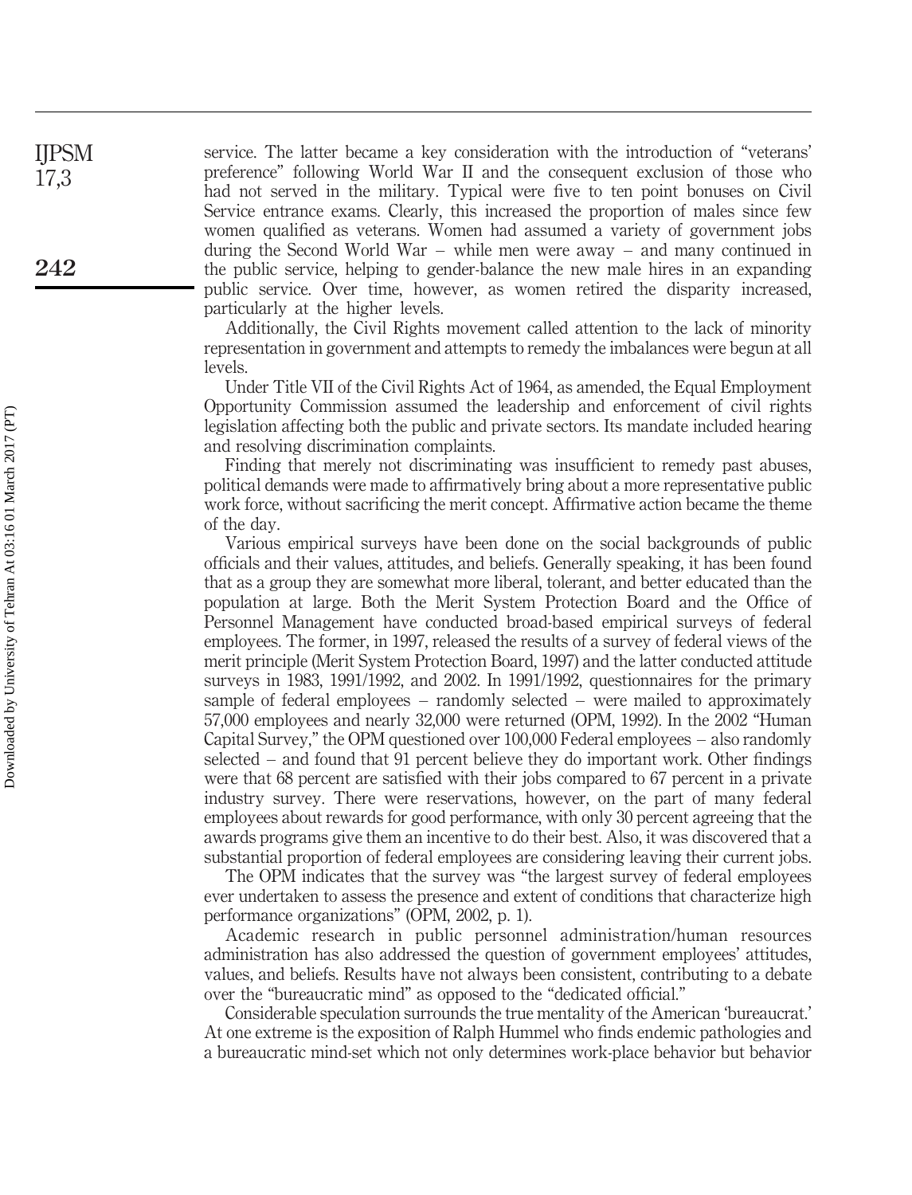service. The latter became a key consideration with the introduction of "veterans' preference" following World War II and the consequent exclusion of those who had not served in the military. Typical were five to ten point bonuses on Civil Service entrance exams. Clearly, this increased the proportion of males since few women qualified as veterans. Women had assumed a variety of government jobs during the Second World War – while men were away – and many continued in the public service, helping to gender-balance the new male hires in an expanding public service. Over time, however, as women retired the disparity increased, particularly at the higher levels.

Additionally, the Civil Rights movement called attention to the lack of minority representation in government and attempts to remedy the imbalances were begun at all levels.

Under Title VII of the Civil Rights Act of 1964, as amended, the Equal Employment Opportunity Commission assumed the leadership and enforcement of civil rights legislation affecting both the public and private sectors. Its mandate included hearing and resolving discrimination complaints.

Finding that merely not discriminating was insufficient to remedy past abuses, political demands were made to affirmatively bring about a more representative public work force, without sacrificing the merit concept. Affirmative action became the theme of the day.

Various empirical surveys have been done on the social backgrounds of public officials and their values, attitudes, and beliefs. Generally speaking, it has been found that as a group they are somewhat more liberal, tolerant, and better educated than the population at large. Both the Merit System Protection Board and the Office of Personnel Management have conducted broad-based empirical surveys of federal employees. The former, in 1997, released the results of a survey of federal views of the merit principle (Merit System Protection Board, 1997) and the latter conducted attitude surveys in 1983, 1991/1992, and 2002. In 1991/1992, questionnaires for the primary sample of federal employees – randomly selected – were mailed to approximately 57,000 employees and nearly 32,000 were returned (OPM, 1992). In the 2002 "Human Capital Survey," the OPM questioned over 100,000 Federal employees – also randomly selected – and found that 91 percent believe they do important work. Other findings were that 68 percent are satisfied with their jobs compared to 67 percent in a private industry survey. There were reservations, however, on the part of many federal employees about rewards for good performance, with only 30 percent agreeing that the awards programs give them an incentive to do their best. Also, it was discovered that a substantial proportion of federal employees are considering leaving their current jobs.

The OPM indicates that the survey was "the largest survey of federal employees ever undertaken to assess the presence and extent of conditions that characterize high performance organizations" (OPM, 2002, p. 1).

Academic research in public personnel administration/human resources administration has also addressed the question of government employees' attitudes, values, and beliefs. Results have not always been consistent, contributing to a debate over the "bureaucratic mind" as opposed to the "dedicated official."

Considerable speculation surrounds the true mentality of the American 'bureaucrat.' At one extreme is the exposition of Ralph Hummel who finds endemic pathologies and a bureaucratic mind-set which not only determines work-place behavior but behavior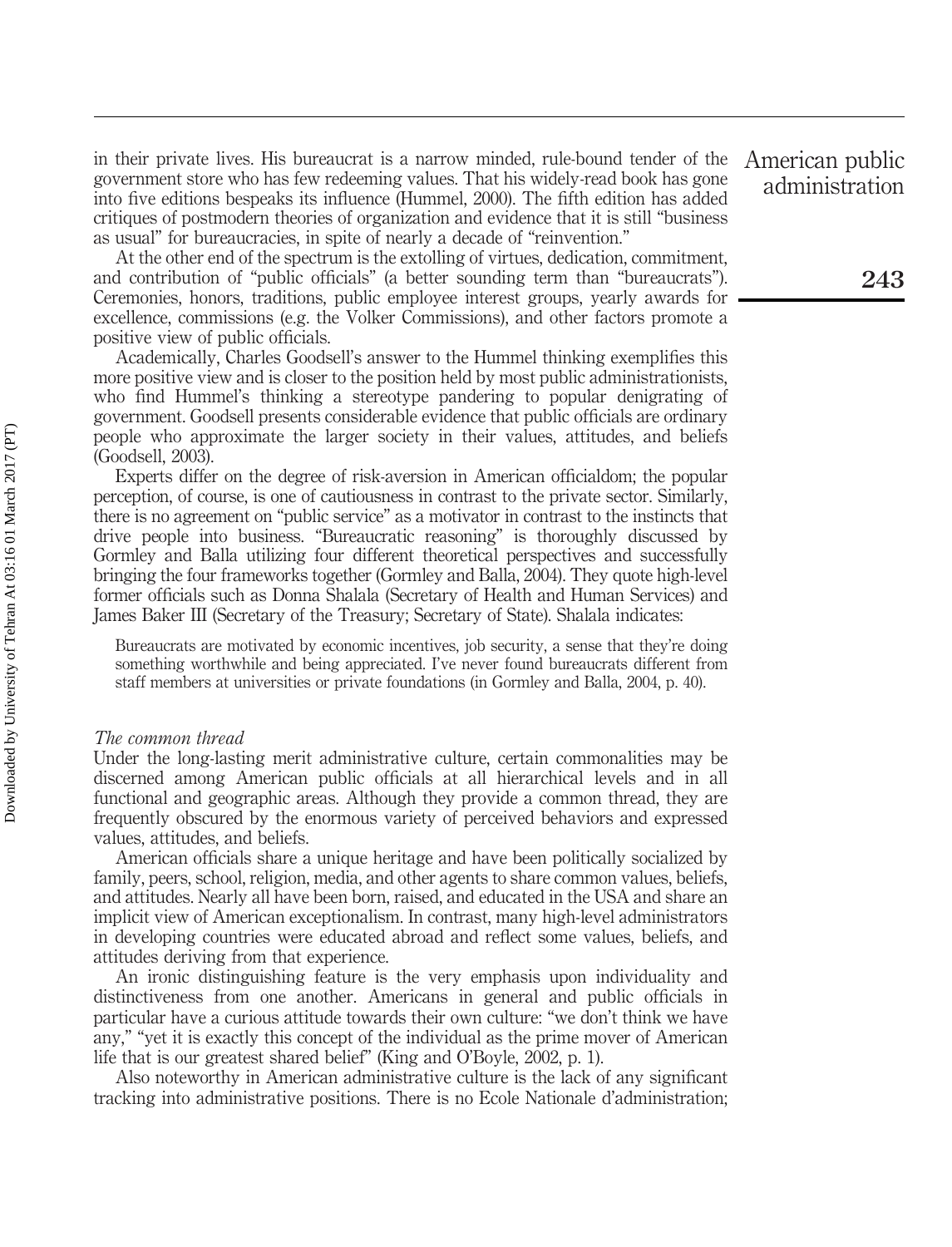in their private lives. His bureaucrat is a narrow minded, rule-bound tender of the government store who has few redeeming values. That his widely-read book has gone into five editions bespeaks its influence (Hummel, 2000). The fifth edition has added critiques of postmodern theories of organization and evidence that it is still "business as usual" for bureaucracies, in spite of nearly a decade of "reinvention."

At the other end of the spectrum is the extolling of virtues, dedication, commitment, and contribution of "public officials" (a better sounding term than "bureaucrats"). Ceremonies, honors, traditions, public employee interest groups, yearly awards for excellence, commissions (e.g. the Volker Commissions), and other factors promote a positive view of public officials.

Academically, Charles Goodsell's answer to the Hummel thinking exemplifies this more positive view and is closer to the position held by most public administrationists, who find Hummel's thinking a stereotype pandering to popular denigrating of government. Goodsell presents considerable evidence that public officials are ordinary people who approximate the larger society in their values, attitudes, and beliefs (Goodsell, 2003).

Experts differ on the degree of risk-aversion in American officialdom; the popular perception, of course, is one of cautiousness in contrast to the private sector. Similarly, there is no agreement on "public service" as a motivator in contrast to the instincts that drive people into business. "Bureaucratic reasoning" is thoroughly discussed by Gormley and Balla utilizing four different theoretical perspectives and successfully bringing the four frameworks together (Gormley and Balla, 2004). They quote high-level former officials such as Donna Shalala (Secretary of Health and Human Services) and James Baker III (Secretary of the Treasury; Secretary of State). Shalala indicates:

> Bureaucrats are motivated by economic incentives, job security, a sense that they're doing something worthwhile and being appreciated. I've never found bureaucrats different from staff members at universities or private foundations (in Gormley and Balla, 2004, p. 40).

*The common thread*

Under the long-lasting merit administrative culture, certain commonalities may be discerned among American public officials at all hierarchical levels and in all functional and geographic areas. Although they provide a common thread, they are frequently obscured by the enormous variety of perceived behaviors and expressed values, attitudes, and beliefs.

American officials share a unique heritage and have been politically socialized by family, peers, school, religion, media, and other agents to share common values, beliefs, and attitudes. Nearly all have been born, raised, and educated in the USA and share an implicit view of American exceptionalism. In contrast, many high-level administrators in developing countries were educated abroad and reflect some values, beliefs, and attitudes deriving from that experience.

An ironic distinguishing feature is the very emphasis upon individuality and distinctiveness from one another. Americans in general and public officials in particular have a curious attitude towards their own culture: "we don't think we have any," "yet it is exactly this concept of the individual as the prime mover of American life that is our greatest shared belief" (King and O'Boyle, 2002, p. 1).

Also noteworthy in American administrative culture is the lack of any significant tracking into administrative positions. There is no Ecole Nationale d'administration;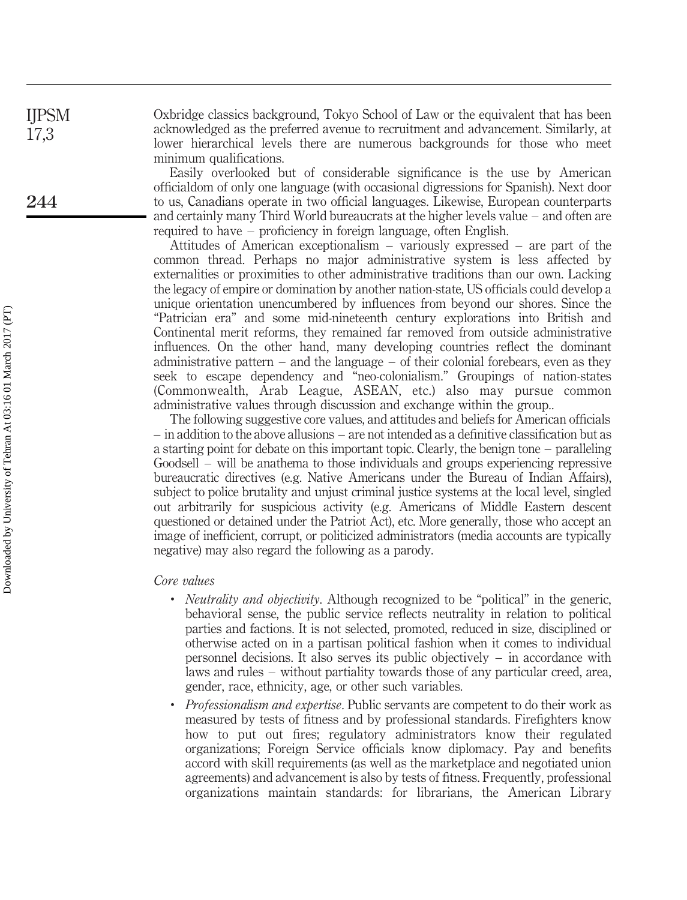Oxbridge classics background, Tokyo School of Law or the equivalent that has been acknowledged as the preferred avenue to recruitment and advancement. Similarly, at lower hierarchical levels there are numerous backgrounds for those who meet minimum qualifications.

Easily overlooked but of considerable significance is the use by American officialdom of only one language (with occasional digressions for Spanish). Next door to us, Canadians operate in two official languages. Likewise, European counterparts and certainly many Third World bureaucrats at the higher levels value – and often are required to have – proficiency in foreign language, often English.

Attitudes of American exceptionalism – variously expressed – are part of the common thread. Perhaps no major administrative system is less affected by externalities or proximities to other administrative traditions than our own. Lacking the legacy of empire or domination by another nation-state, US officials could develop a unique orientation unencumbered by influences from beyond our shores. Since the "Patrician era" and some mid-nineteenth century explorations into British and Continental merit reforms, they remained far removed from outside administrative influences. On the other hand, many developing countries reflect the dominant administrative pattern – and the language – of their colonial forebears, even as they seek to escape dependency and "neo-colonialism." Groupings of nation-states (Commonwealth, Arab League, ASEAN, etc.) also may pursue common administrative values through discussion and exchange within the group..

The following suggestive core values, and attitudes and beliefs for American officials – in addition to the above allusions – are not intended as a definitive classification but as a starting point for debate on this important topic. Clearly, the benign tone – paralleling Goodsell – will be anathema to those individuals and groups experiencing repressive bureaucratic directives (e.g. Native Americans under the Bureau of Indian Affairs), subject to police brutality and unjust criminal justice systems at the local level, singled out arbitrarily for suspicious activity (e.g. Americans of Middle Eastern descent questioned or detained under the Patriot Act), etc. More generally, those who accept an image of inefficient, corrupt, or politicized administrators (media accounts are typically negative) may also regard the following as a parody.

*Core values*

- *Neutrality and objectivity*. Although recognized to be "political" in the generic, behavioral sense, the public service reflects neutrality in relation to political parties and factions. It is not selected, promoted, reduced in size, disciplined or otherwise acted on in a partisan political fashion when it comes to individual personnel decisions. It also serves its public objectively – in accordance with laws and rules – without partiality towards those of any particular creed, area, gender, race, ethnicity, age, or other such variables.
- *Professionalism and expertise*. Public servants are competent to do their work as measured by tests of fitness and by professional standards. Firefighters know how to put out fires; regulatory administrators know their regulated organizations; Foreign Service officials know diplomacy. Pay and benefits accord with skill requirements (as well as the marketplace and negotiated union agreements) and advancement is also by tests of fitness. Frequently, professional organizations maintain standards: for librarians, the American Library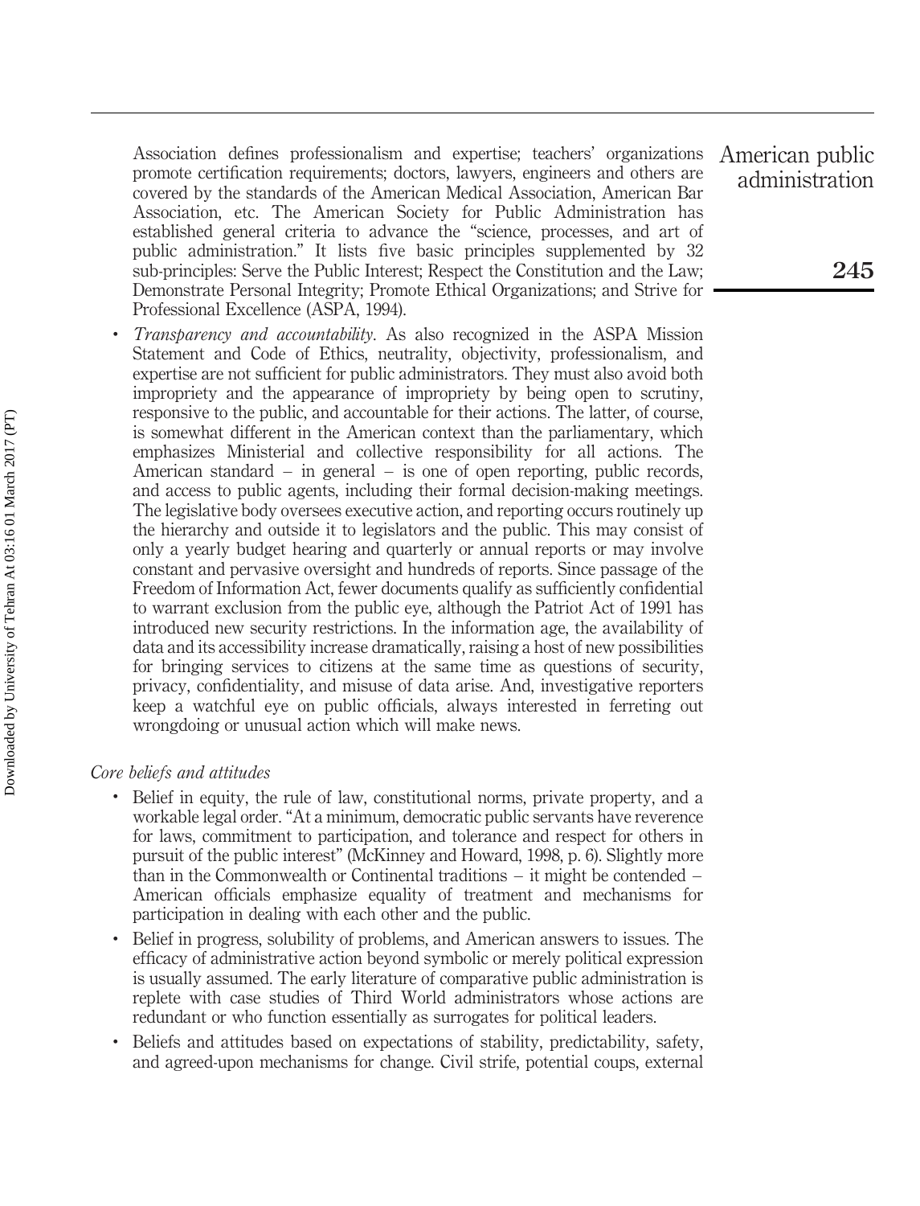Association defines professionalism and expertise; teachers' organizations promote certification requirements; doctors, lawyers, engineers and others are covered by the standards of the American Medical Association, American Bar Association, etc. The American Society for Public Administration has established general criteria to advance the "science, processes, and art of public administration." It lists five basic principles supplemented by 32 sub-principles: Serve the Public Interest; Respect the Constitution and the Law; Demonstrate Personal Integrity; Promote Ethical Organizations; and Strive for Professional Excellence (ASPA, 1994).

- *Transparency and accountability*. As also recognized in the ASPA Mission Statement and Code of Ethics, neutrality, objectivity, professionalism, and expertise are not sufficient for public administrators. They must also avoid both impropriety and the appearance of impropriety by being open to scrutiny, responsive to the public, and accountable for their actions. The latter, of course, is somewhat different in the American context than the parliamentary, which emphasizes Ministerial and collective responsibility for all actions. The American standard – in general – is one of open reporting, public records, and access to public agents, including their formal decision-making meetings. The legislative body oversees executive action, and reporting occurs routinely up the hierarchy and outside it to legislators and the public. This may consist of only a yearly budget hearing and quarterly or annual reports or may involve constant and pervasive oversight and hundreds of reports. Since passage of the Freedom of Information Act, fewer documents qualify as sufficiently confidential to warrant exclusion from the public eye, although the Patriot Act of 1991 has introduced new security restrictions. In the information age, the availability of data and its accessibility increase dramatically, raising a host of new possibilities for bringing services to citizens at the same time as questions of security, privacy, confidentiality, and misuse of data arise. And, investigative reporters keep a watchful eye on public officials, always interested in ferreting out wrongdoing or unusual action which will make news.

*Core beliefs and attitudes*

- Belief in equity, the rule of law, constitutional norms, private property, and a workable legal order. "At a minimum, democratic public servants have reverence for laws, commitment to participation, and tolerance and respect for others in pursuit of the public interest" (McKinney and Howard, 1998, p. 6). Slightly more than in the Commonwealth or Continental traditions – it might be contended – American officials emphasize equality of treatment and mechanisms for participation in dealing with each other and the public.
- Belief in progress, solubility of problems, and American answers to issues. The efficacy of administrative action beyond symbolic or merely political expression is usually assumed. The early literature of comparative public administration is replete with case studies of Third World administrators whose actions are redundant or who function essentially as surrogates for political leaders.
- Beliefs and attitudes based on expectations of stability, predictability, safety, and agreed-upon mechanisms for change. Civil strife, potential coups, external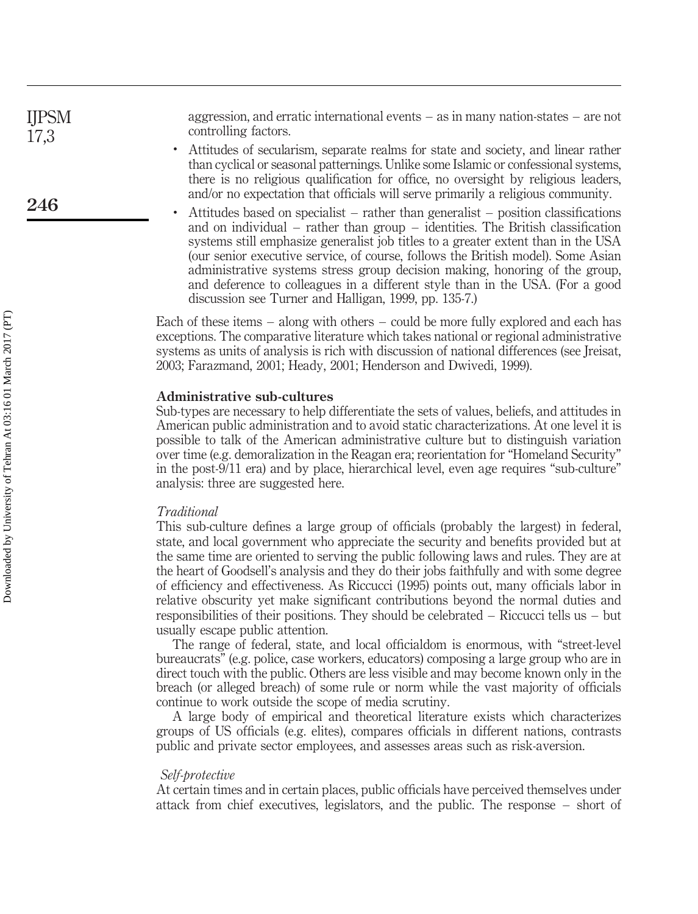aggression, and erratic international events – as in many nation-states – are not controlling factors.

- Attitudes of secularism, separate realms for state and society, and linear rather than cyclical or seasonal patternings. Unlike some Islamic or confessional systems, there is no religious qualification for office, no oversight by religious leaders, and/or no expectation that officials will serve primarily a religious community.
- Attitudes based on specialist – rather than generalist – position classifications and on individual – rather than group – identities. The British classification systems still emphasize generalist job titles to a greater extent than in the USA (our senior executive service, of course, follows the British model). Some Asian administrative systems stress group decision making, honoring of the group, and deference to colleagues in a different style than in the USA. (For a good discussion see Turner and Halligan, 1999, pp. 135-7.)

Each of these items – along with others – could be more fully explored and each has exceptions. The comparative literature which takes national or regional administrative systems as units of analysis is rich with discussion of national differences (see Jreisat, 2003; Farazmand, 2001; Heady, 2001; Henderson and Dwivedi, 1999).

## Administrative sub-cultures

Sub-types are necessary to help differentiate the sets of values, beliefs, and attitudes in American public administration and to avoid static characterizations. At one level it is possible to talk of the American administrative culture but to distinguish variation over time (e.g. demoralization in the Reagan era; reorientation for "Homeland Security" in the post-9/11 era) and by place, hierarchical level, even age requires "sub-culture" analysis: three are suggested here.

### *Traditional*

This sub-culture defines a large group of officials (probably the largest) in federal, state, and local government who appreciate the security and benefits provided but at the same time are oriented to serving the public following laws and rules. They are at the heart of Goodsell's analysis and they do their jobs faithfully and with some degree of efficiency and effectiveness. As Riccucci (1995) points out, many officials labor in relative obscurity yet make significant contributions beyond the normal duties and responsibilities of their positions. They should be celebrated – Riccucci tells us – but usually escape public attention.

The range of federal, state, and local officialdom is enormous, with "street-level bureaucrats" (e.g. police, case workers, educators) composing a large group who are in direct touch with the public. Others are less visible and may become known only in the breach (or alleged breach) of some rule or norm while the vast majority of officials continue to work outside the scope of media scrutiny.

A large body of empirical and theoretical literature exists which characterizes groups of US officials (e.g. elites), compares officials in different nations, contrasts public and private sector employees, and assesses areas such as risk-aversion.

### *Self-protective*

At certain times and in certain places, public officials have perceived themselves under attack from chief executives, legislators, and the public. The response – short of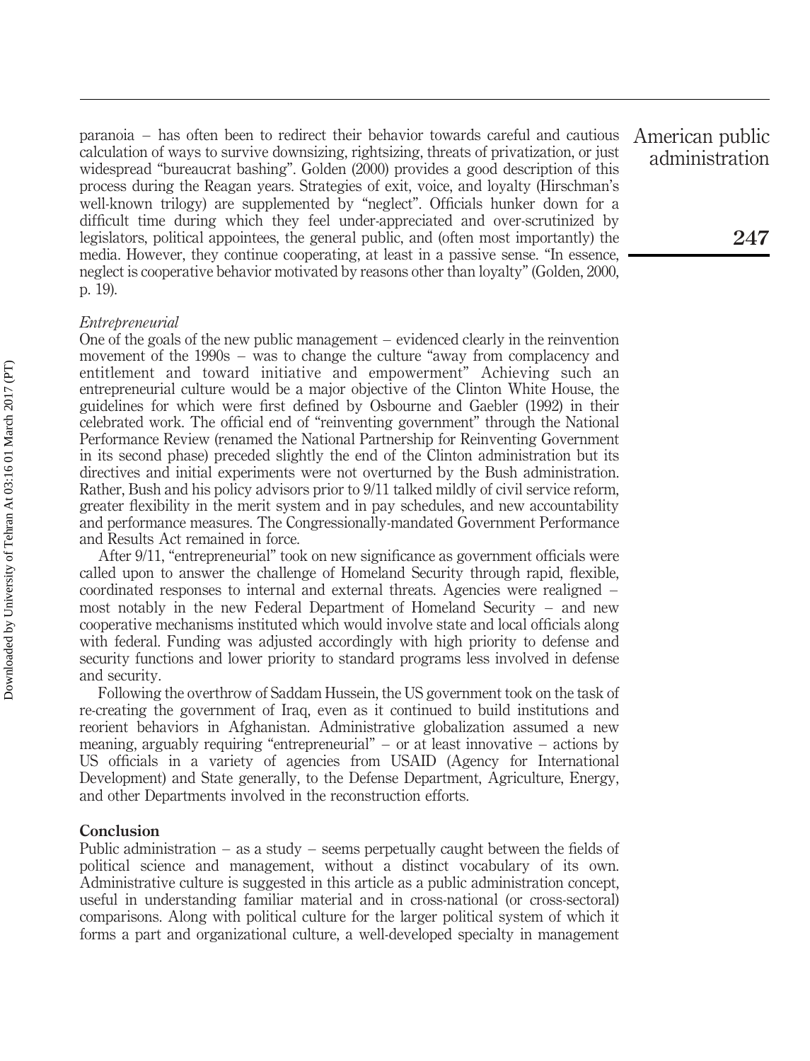paranoia – has often been to redirect their behavior towards careful and cautious calculation of ways to survive downsizing, rightsizing, threats of privatization, or just widespread "bureaucrat bashing". Golden (2000) provides a good description of this process during the Reagan years. Strategies of exit, voice, and loyalty (Hirschman's well-known trilogy) are supplemented by "neglect". Officials hunker down for a difficult time during which they feel under-appreciated and over-scrutinized by legislators, political appointees, the general public, and (often most importantly) the media. However, they continue cooperating, at least in a passive sense. "In essence, neglect is cooperative behavior motivated by reasons other than loyalty" (Golden, 2000, p. 19).

*Entrepreneurial*

One of the goals of the new public management – evidenced clearly in the reinvention movement of the 1990s – was to change the culture "away from complacency and entitlement and toward initiative and empowerment" Achieving such an entrepreneurial culture would be a major objective of the Clinton White House, the guidelines for which were first defined by Osbourne and Gaebler (1992) in their celebrated work. The official end of "reinventing government" through the National Performance Review (renamed the National Partnership for Reinventing Government in its second phase) preceded slightly the end of the Clinton administration but its directives and initial experiments were not overturned by the Bush administration. Rather, Bush and his policy advisors prior to 9/11 talked mildly of civil service reform, greater flexibility in the merit system and in pay schedules, and new accountability and performance measures. The Congressionally-mandated Government Performance and Results Act remained in force.

After 9/11, "entrepreneurial" took on new significance as government officials were called upon to answer the challenge of Homeland Security through rapid, flexible, coordinated responses to internal and external threats. Agencies were realigned – most notably in the new Federal Department of Homeland Security – and new cooperative mechanisms instituted which would involve state and local officials along with federal. Funding was adjusted accordingly with high priority to defense and security functions and lower priority to standard programs less involved in defense and security.

Following the overthrow of Saddam Hussein, the US government took on the task of re-creating the government of Iraq, even as it continued to build institutions and reorient behaviors in Afghanistan. Administrative globalization assumed a new meaning, arguably requiring "entrepreneurial" – or at least innovative – actions by US officials in a variety of agencies from USAID (Agency for International Development) and State generally, to the Defense Department, Agriculture, Energy, and other Departments involved in the reconstruction efforts.

## Conclusion

Public administration – as a study – seems perpetually caught between the fields of political science and management, without a distinct vocabulary of its own. Administrative culture is suggested in this article as a public administration concept, useful in understanding familiar material and in cross-national (or cross-sectoral) comparisons. Along with political culture for the larger political system of which it forms a part and organizational culture, a well-developed specialty in management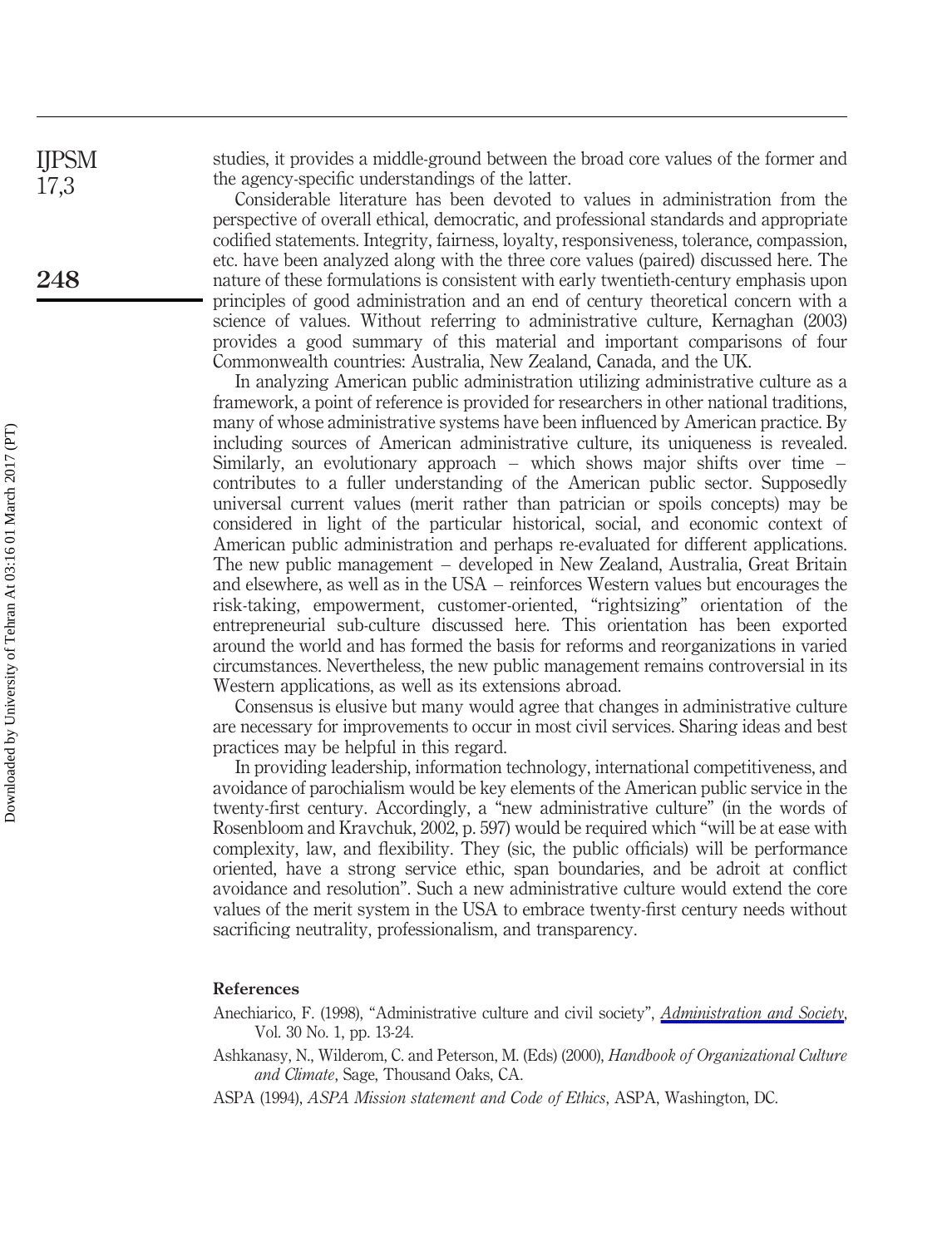studies, it provides a middle-ground between the broad core values of the former and the agency-specific understandings of the latter.

Considerable literature has been devoted to values in administration from the perspective of overall ethical, democratic, and professional standards and appropriate codified statements. Integrity, fairness, loyalty, responsiveness, tolerance, compassion, etc. have been analyzed along with the three core values (paired) discussed here. The nature of these formulations is consistent with early twentieth-century emphasis upon principles of good administration and an end of century theoretical concern with a science of values. Without referring to administrative culture, Kernaghan (2003) provides a good summary of this material and important comparisons of four Commonwealth countries: Australia, New Zealand, Canada, and the UK.

In analyzing American public administration utilizing administrative culture as a framework, a point of reference is provided for researchers in other national traditions, many of whose administrative systems have been influenced by American practice. By including sources of American administrative culture, its uniqueness is revealed. Similarly, an evolutionary approach – which shows major shifts over time – contributes to a fuller understanding of the American public sector. Supposedly universal current values (merit rather than patrician or spoils concepts) may be considered in light of the particular historical, social, and economic context of American public administration and perhaps re-evaluated for different applications. The new public management – developed in New Zealand, Australia, Great Britain and elsewhere, as well as in the USA – reinforces Western values but encourages the risk-taking, empowerment, customer-oriented, "rightsizing" orientation of the entrepreneurial sub-culture discussed here. This orientation has been exported around the world and has formed the basis for reforms and reorganizations in varied circumstances. Nevertheless, the new public management remains controversial in its Western applications, as well as its extensions abroad.

Consensus is elusive but many would agree that changes in administrative culture are necessary for improvements to occur in most civil services. Sharing ideas and best practices may be helpful in this regard.

In providing leadership, information technology, international competitiveness, and avoidance of parochialism would be key elements of the American public service in the twenty-first century. Accordingly, a "new administrative culture" (in the words of Rosenbloom and Kravchuk, 2002, p. 597) would be required which "will be at ease with complexity, law, and flexibility. They (sic, the public officials) will be performance oriented, have a strong service ethic, span boundaries, and be adroit at conflict avoidance and resolution". Such a new administrative culture would extend the core values of the merit system in the USA to embrace twenty-first century needs without sacrificing neutrality, professionalism, and transparency.

## References

Anechiarico, F. (1998), "Administrative culture and civil society", *Administration and Society*, Vol. 30 No. 1, pp. 13-24.

Ashkanasy, N., Wilderom, C. and Peterson, M. (Eds) (2000), *Handbook of Organizational Culture and Climate*, Sage, Thousand Oaks, CA.

ASPA (1994), *ASPA Mission statement and Code of Ethics*, ASPA, Washington, DC.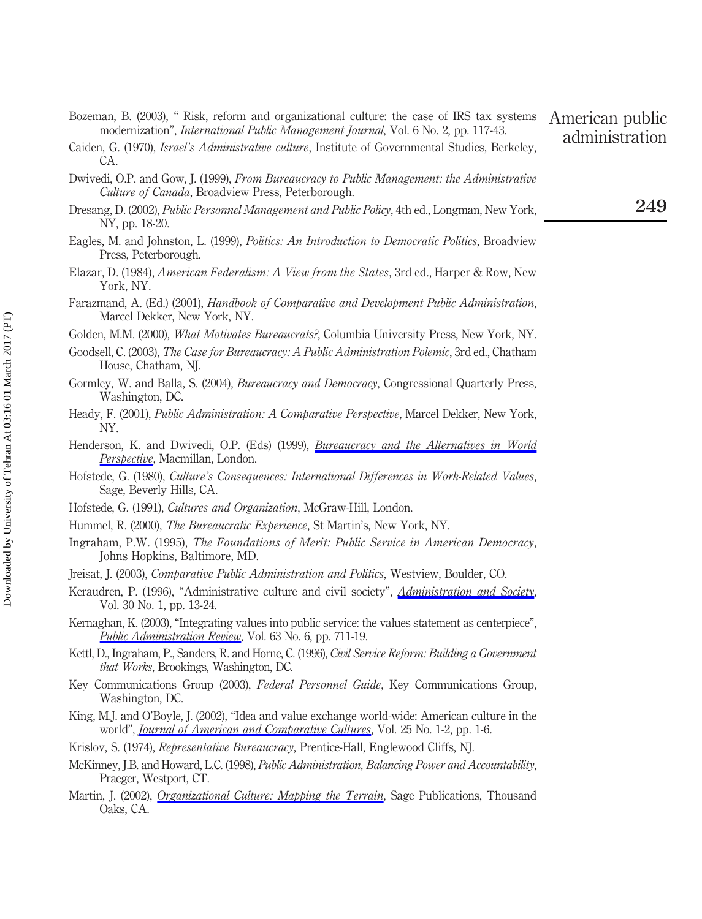Bozeman, B. (2003), " Risk, reform and organizational culture: the case of IRS tax systems modernization", *International Public Management Journal*, Vol. 6 No. 2, pp. 117-43.

Caiden, G. (1970), *Israel's Administrative culture*, Institute of Governmental Studies, Berkeley, CA.

Dwivedi, O.P. and Gow, J. (1999), *From Bureaucracy to Public Management: the Administrative Culture of Canada*, Broadview Press, Peterborough.

Dresang, D. (2002), *Public Personnel Management and Public Policy*, 4th ed., Longman, New York, NY, pp. 18-20.

Eagles, M. and Johnston, L. (1999), *Politics: An Introduction to Democratic Politics*, Broadview Press, Peterborough.

Elazar, D. (1984), *American Federalism: A View from the States*, 3rd ed., Harper & Row, New York, NY.

Farazmand, A. (Ed.) (2001), *Handbook of Comparative and Development Public Administration*, Marcel Dekker, New York, NY.

Golden, M.M. (2000), *What Motivates Bureaucrats?*, Columbia University Press, New York, NY.

Goodsell, C. (2003), *The Case for Bureaucracy: A Public Administration Polemic*, 3rd ed., Chatham House, Chatham, NJ.

Gormley, W. and Balla, S. (2004), *Bureaucracy and Democracy*, Congressional Quarterly Press, Washington, DC.

Heady, F. (2001), *Public Administration: A Comparative Perspective*, Marcel Dekker, New York, NY.

Henderson, K. and Dwivedi, O.P. (Eds) (1999), *Bureaucracy and the Alternatives in World Perspective*, Macmillan, London.

Hofstede, G. (1980), *Culture's Consequences: International Differences in Work-Related Values*, Sage, Beverly Hills, CA.

Hofstede, G. (1991), *Cultures and Organization*, McGraw-Hill, London.

Hummel, R. (2000), *The Bureaucratic Experience*, St Martin's, New York, NY.

Ingraham, P.W. (1995), *The Foundations of Merit: Public Service in American Democracy*, Johns Hopkins, Baltimore, MD.

Jreisat, J. (2003), *Comparative Public Administration and Politics*, Westview, Boulder, CO.

Keraudren, P. (1996), "Administrative culture and civil society", *Administration and Society*, Vol. 30 No. 1, pp. 13-24.

Kernaghan, K. (2003), "Integrating values into public service: the values statement as centerpiece", *Public Administration Review*, Vol. 63 No. 6, pp. 711-19.

Kettl, D., Ingraham, P., Sanders, R. and Horne, C. (1996), *Civil Service Reform: Building a Government that Works*, Brookings, Washington, DC.

Key Communications Group (2003), *Federal Personnel Guide*, Key Communications Group, Washington, DC.

King, M.J. and O'Boyle, J. (2002), "Idea and value exchange world-wide: American culture in the world", *Journal of American and Comparative Cultures*, Vol. 25 No. 1-2, pp. 1-6.

Krislov, S. (1974), *Representative Bureaucracy*, Prentice-Hall, Englewood Cliffs, NJ.

McKinney, J.B. and Howard, L.C. (1998), *Public Administration, Balancing Power and Accountability*, Praeger, Westport, CT.

Martin, J. (2002), *Organizational Culture: Mapping the Terrain*, Sage Publications, Thousand Oaks, CA.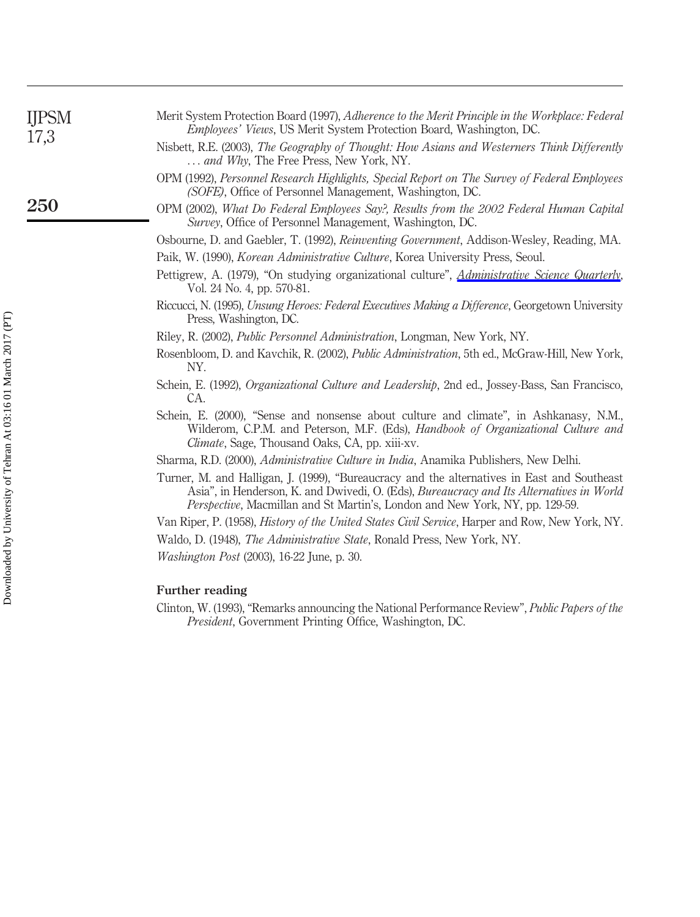Merit System Protection Board (1997), *Adherence to the Merit Principle in the Workplace: Federal Employees' Views*, US Merit System Protection Board, Washington, DC.

Nisbett, R.E. (2003), *The Geography of Thought: How Asians and Westerners Think Differently ... and Why*, The Free Press, New York, NY.

OPM (1992), *Personnel Research Highlights, Special Report on The Survey of Federal Employees (SOFE)*, Office of Personnel Management, Washington, DC.

OPM (2002), *What Do Federal Employees Say?, Results from the 2002 Federal Human Capital Survey*, Office of Personnel Management, Washington, DC.

Osbourne, D. and Gaebler, T. (1992), *Reinventing Government*, Addison-Wesley, Reading, MA.

Paik, W. (1990), *Korean Administrative Culture*, Korea University Press, Seoul.

Pettigrew, A. (1979), "On studying organizational culture", *Administrative Science Quarterly*, Vol. 24 No. 4, pp. 570-81.

Riccucci, N. (1995), *Unsung Heroes: Federal Executives Making a Difference*, Georgetown University Press, Washington, DC.

Riley, R. (2002), *Public Personnel Administration*, Longman, New York, NY.

Rosenbloom, D. and Kavchik, R. (2002), *Public Administration*, 5th ed., McGraw-Hill, New York, NY.

Schein, E. (1992), *Organizational Culture and Leadership*, 2nd ed., Jossey-Bass, San Francisco, CA.

Schein, E. (2000), "Sense and nonsense about culture and climate", in Ashkanasy, N.M., Wilderom, C.P.M. and Peterson, M.F. (Eds), *Handbook of Organizational Culture and Climate*, Sage, Thousand Oaks, CA, pp. xiii-xv.

Sharma, R.D. (2000), *Administrative Culture in India*, Anamika Publishers, New Delhi.

Turner, M. and Halligan, J. (1999), "Bureaucracy and the alternatives in East and Southeast Asia", in Henderson, K. and Dwivedi, O. (Eds), *Bureaucracy and Its Alternatives in World Perspective*, Macmillan and St Martin's, London and New York, NY, pp. 129-59.

Van Riper, P. (1958), *History of the United States Civil Service*, Harper and Row, New York, NY.

Waldo, D. (1948), *The Administrative State*, Ronald Press, New York, NY.

*Washington Post* (2003), 16-22 June, p. 30.

## Further reading

Clinton, W. (1993), "Remarks announcing the National Performance Review", *Public Papers of the President*, Government Printing Office, Washington, DC.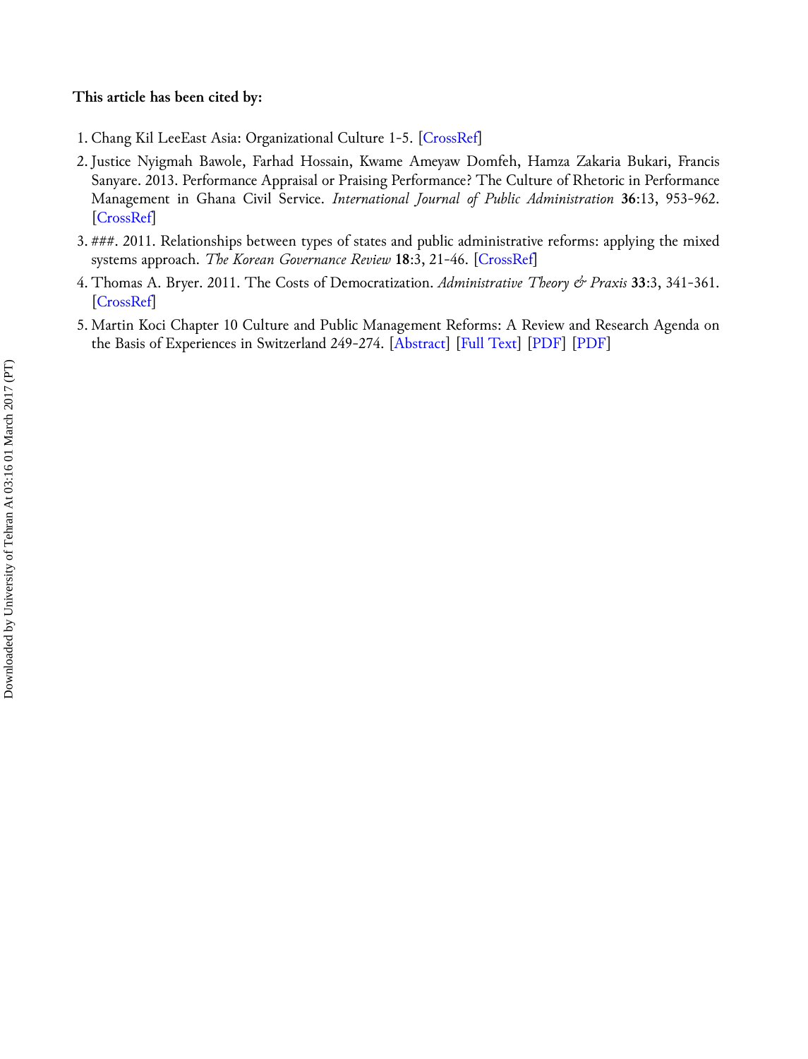**This article has been cited by:**

1. Chang Kil LeeEast Asia: Organizational Culture 1-5. [CrossRef]
2. Justice Nyigmah Bawole, Farhad Hossain, Kwame Ameyaw Domfeh, Hamza Zakaria Bukari, Francis Sanyare. 2013. Performance Appraisal or Praising Performance? The Culture of Rhetoric in Performance Management in Ghana Civil Service. *International Journal of Public Administration* **36**:13, 953-962. [CrossRef]
3. ###. 2011. Relationships between types of states and public administrative reforms: applying the mixed systems approach. *The Korean Governance Review* **18**:3, 21-46. [CrossRef]
4. Thomas A. Bryer. 2011. The Costs of Democratization. *Administrative Theory & Praxis* **33**:3, 341-361. [CrossRef]
5. Martin Koci Chapter 10 Culture and Public Management Reforms: A Review and Research Agenda on the Basis of Experiences in Switzerland 249-274. [Abstract] [Full Text] [PDF] [PDF]